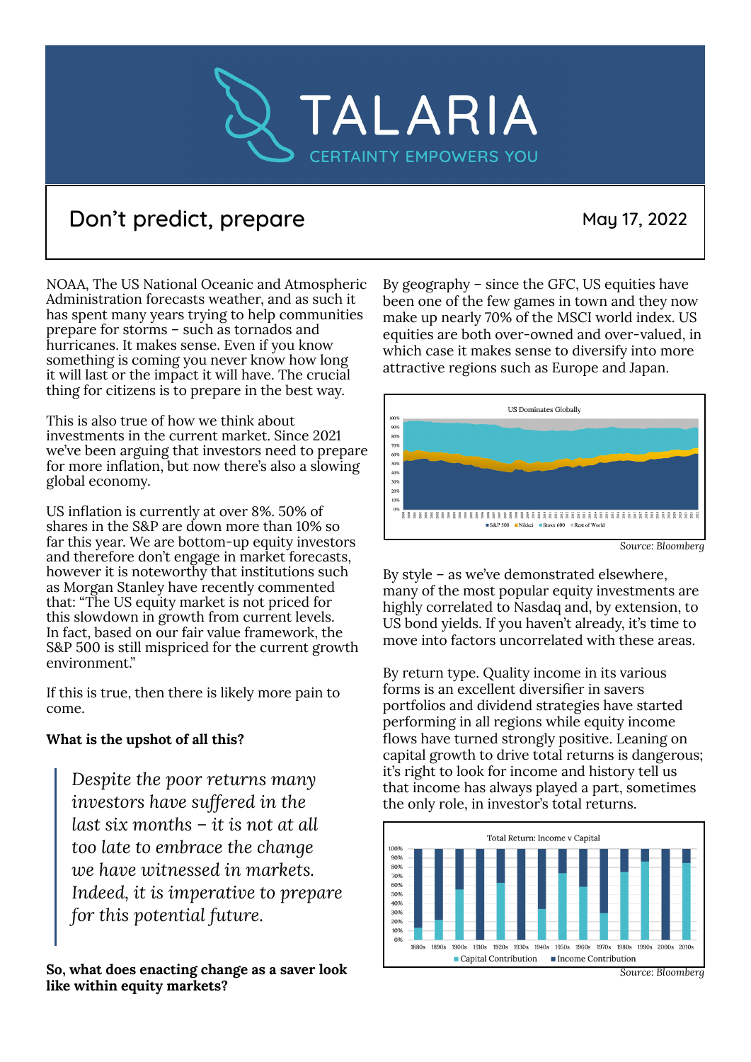# TALARIA

CERTAINTY EMPOWERS YOU

## Don't predict, prepare

May 17, 2022

NOAA, The US National Oceanic and Atmospheric Administration forecasts weather, and as such it has spent many years trying to help communities prepare for storms – such as tornados and hurricanes. It makes sense. Even if you know something is coming you never know how long it will last or the impact it will have. The crucial thing for citizens is to prepare in the best way.

This is also true of how we think about investments in the current market. Since 2021 we've been arguing that investors need to prepare for more inflation, but now there's also a slowing global economy.

US inflation is currently at over 8%. 50% of shares in the S&P are down more than 10% so far this year. We are bottom-up equity investors and therefore don't engage in market forecasts, however it is noteworthy that institutions such as Morgan Stanley have recently commented that: "The US equity market is not priced for this slowdown in growth from current levels. In fact, based on our fair value framework, the S&P 500 is still mispriced for the current growth environment."

If this is true, then there is likely more pain to come.

**What is the upshot of all this?**

> *Despite the poor returns many investors have suffered in the last six months – it is not at all too late to embrace the change we have witnessed in markets. Indeed, it is imperative to prepare for this potential future.*

**So, what does enacting change as a saver look like within equity markets?**

By geography – since the GFC, US equities have been one of the few games in town and they now make up nearly 70% of the MSCI world index. US equities are both over-owned and over-valued, in which case it makes sense to diversify into more attractive regions such as Europe and Japan.

US Dominates Globally

S&P 500 | Nikkei | Stoxx 600 | Rest of World

*Source: Bloomberg*

By style – as we've demonstrated elsewhere, many of the most popular equity investments are highly correlated to Nasdaq and, by extension, to US bond yields. If you haven't already, it's time to move into factors uncorrelated with these areas.

By return type. Quality income in its various forms is an excellent diversifier in savers portfolios and dividend strategies have started performing in all regions while equity income flows have turned strongly positive. Leaning on capital growth to drive total returns is dangerous; it's right to look for income and history tell us that income has always played a part, sometimes the only role, in investor's total returns.

Total Return: Income v Capital

Capital Contribution | Income Contribution

*Source: Bloomberg*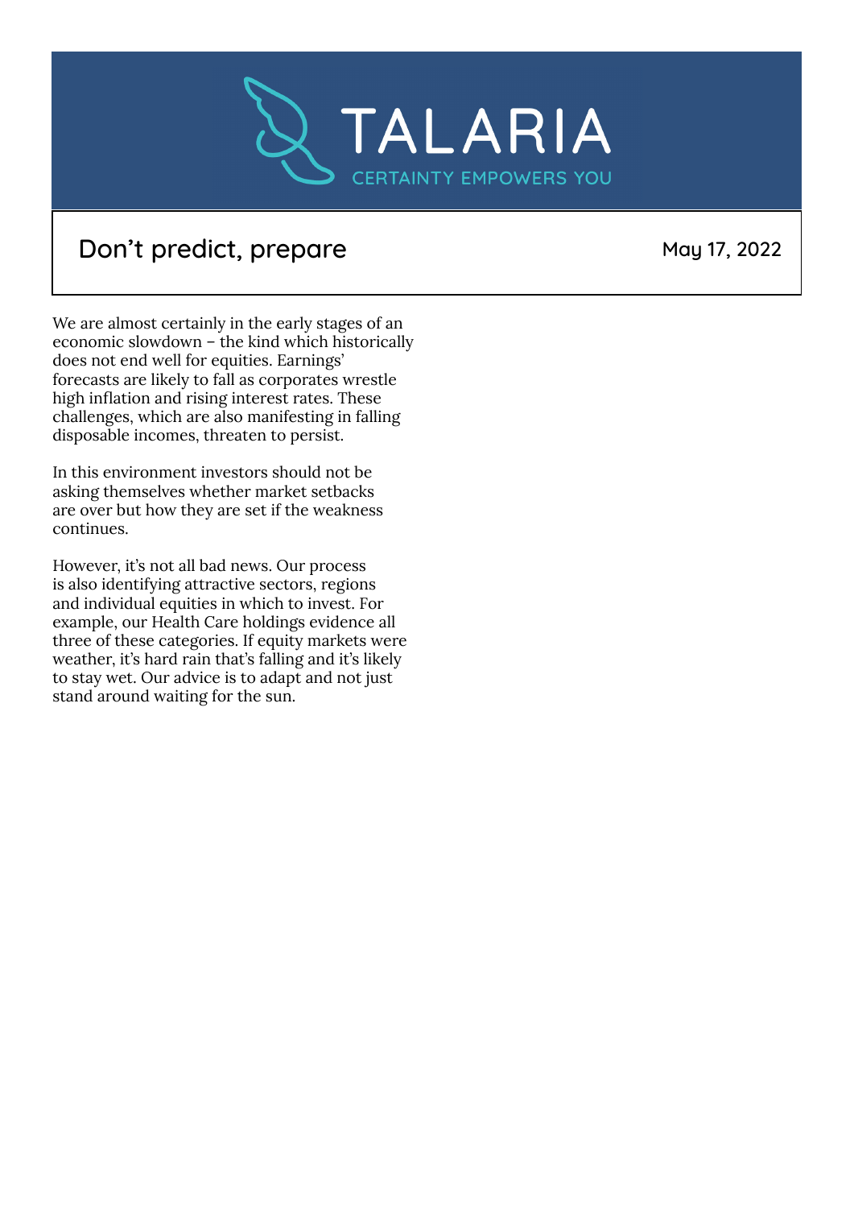TALARIA

CERTAINTY EMPOWERS YOU

## Don’t predict, prepare

May 17, 2022

We are almost certainly in the early stages of an economic slowdown – the kind which historically does not end well for equities. Earnings’ forecasts are likely to fall as corporates wrestle high inflation and rising interest rates. These challenges, which are also manifesting in falling disposable incomes, threaten to persist.

In this environment investors should not be asking themselves whether market setbacks are over but how they are set if the weakness continues.

However, it’s not all bad news. Our process is also identifying attractive sectors, regions and individual equities in which to invest. For example, our Health Care holdings evidence all three of these categories. If equity markets were weather, it’s hard rain that’s falling and it’s likely to stay wet. Our advice is to adapt and not just stand around waiting for the sun.